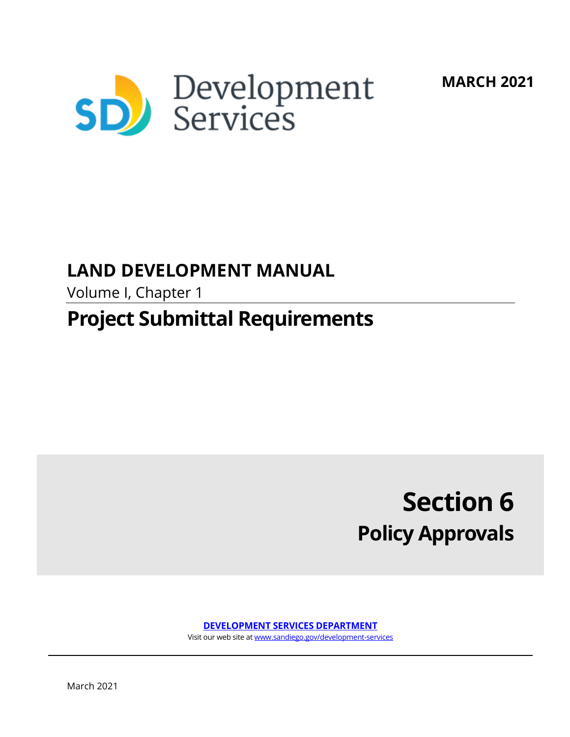SD Development Services

**MARCH 2021**

# LAND DEVELOPMENT MANUAL

Volume I, Chapter 1

## Project Submittal Requirements

# Section 6

## Policy Approvals

**DEVELOPMENT SERVICES DEPARTMENT**

Visit our web site at www.sandiego.gov/development-services

March 2021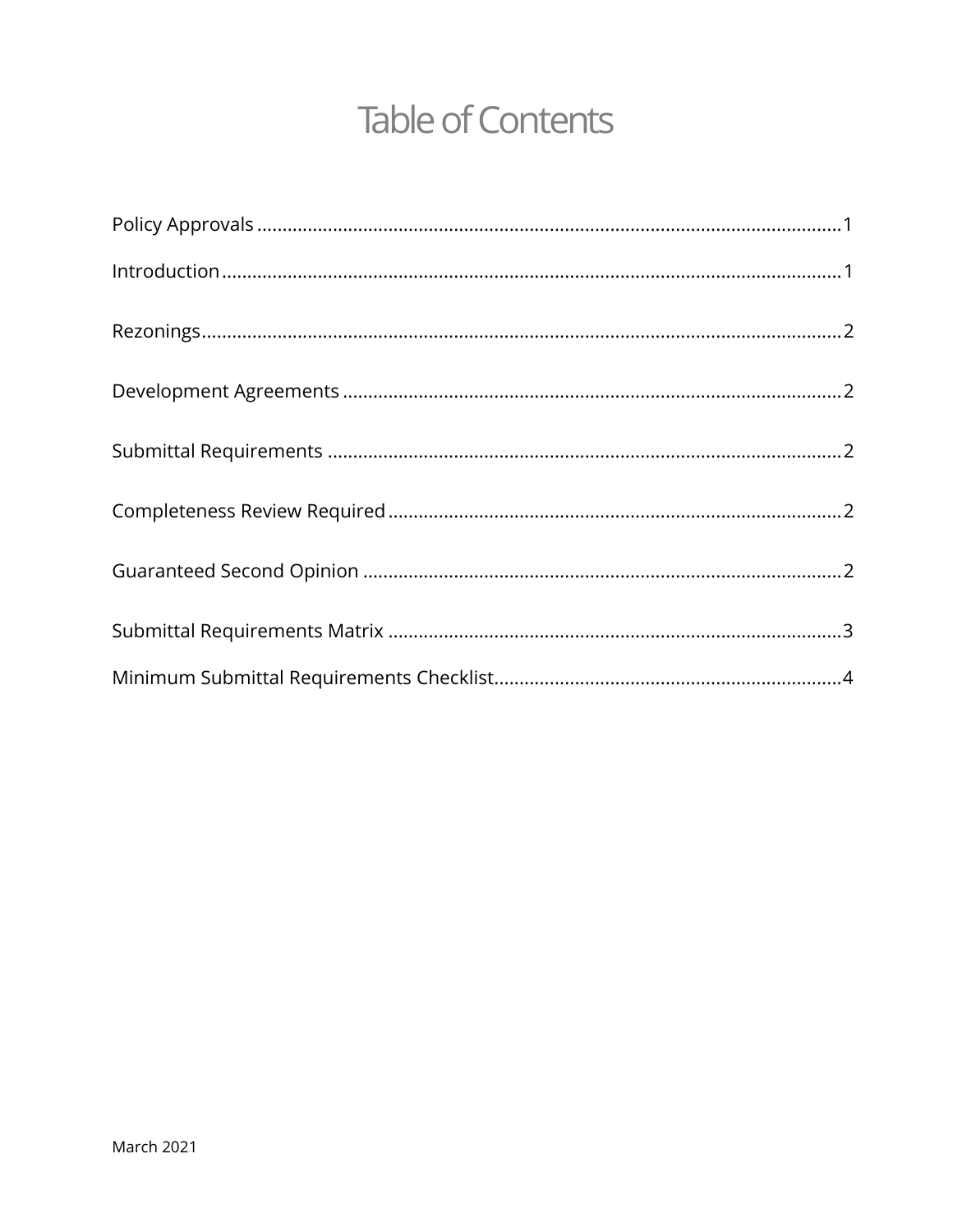# Table of Contents

Policy Approvals ........................................................................................................ 1

Introduction ................................................................................................................ 1

Rezonings ................................................................................................................... 2

Development Agreements ........................................................................................ 2

Submittal Requirements ........................................................................................... 2

Completeness Review Required ............................................................................... 2

Guaranteed Second Opinion .................................................................................... 2

Submittal Requirements Matrix ............................................................................... 3

Minimum Submittal Requirements Checklist .......................................................... 4

March 2021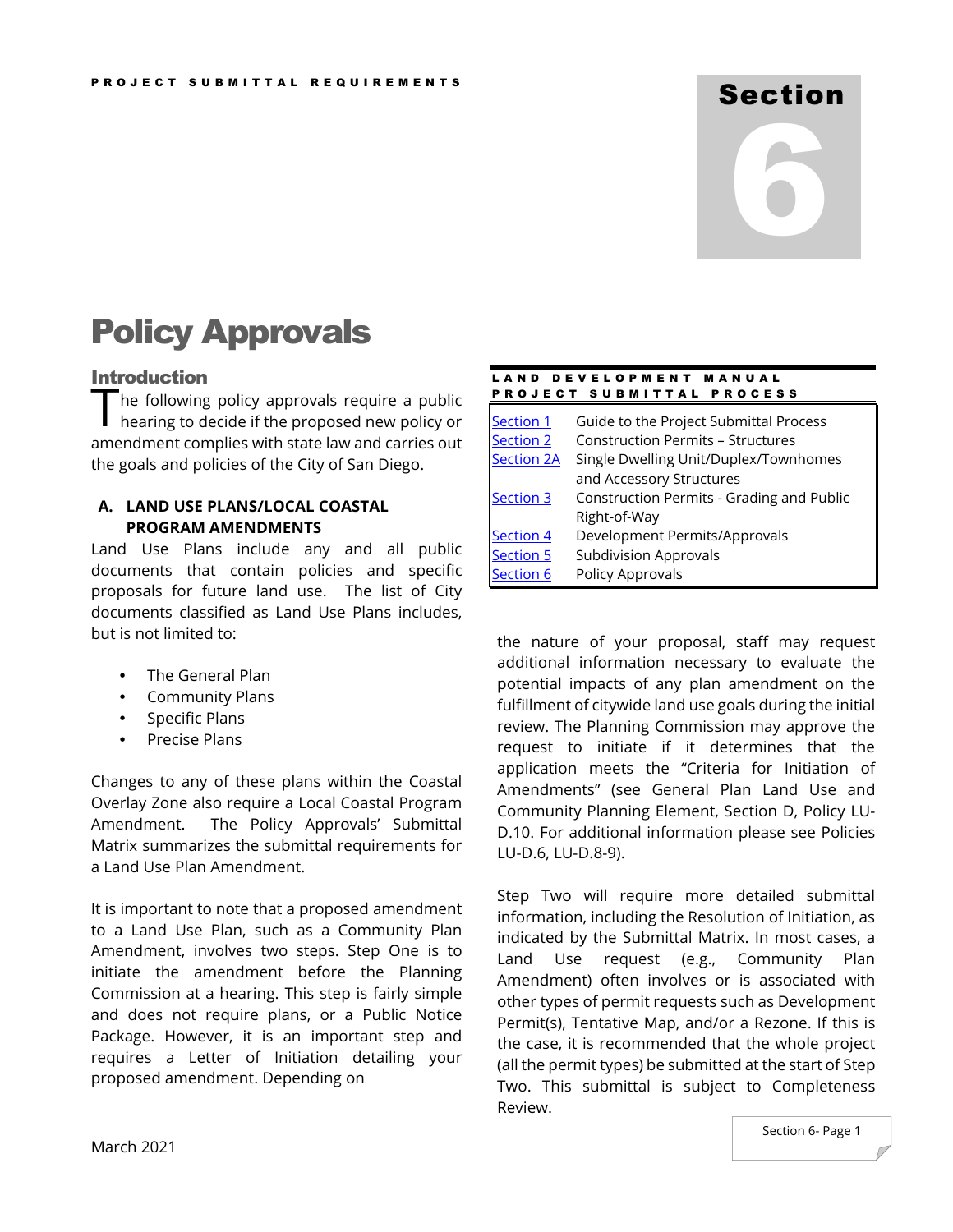# Section 6

# Policy Approvals

## Introduction

The following policy approvals require a public hearing to decide if the proposed new policy or amendment complies with state law and carries out the goals and policies of the City of San Diego.

| LAND DEVELOPMENT MANUAL PROJECT SUBMITTAL PROCESS | |
|---|---|
| Section 1 | Guide to the Project Submittal Process |
| Section 2 | Construction Permits – Structures |
| Section 2A | Single Dwelling Unit/Duplex/Townhomes and Accessory Structures |
| Section 3 | Construction Permits - Grading and Public Right-of-Way |
| Section 4 | Development Permits/Approvals |
| Section 5 | Subdivision Approvals |
| Section 6 | Policy Approvals |

### A. LAND USE PLANS/LOCAL COASTAL PROGRAM AMENDMENTS

Land Use Plans include any and all public documents that contain policies and specific proposals for future land use. The list of City documents classified as Land Use Plans includes, but is not limited to:

- The General Plan
- Community Plans
- Specific Plans
- Precise Plans

Changes to any of these plans within the Coastal Overlay Zone also require a Local Coastal Program Amendment. The Policy Approvals' Submittal Matrix summarizes the submittal requirements for a Land Use Plan Amendment.

It is important to note that a proposed amendment to a Land Use Plan, such as a Community Plan Amendment, involves two steps. Step One is to initiate the amendment before the Planning Commission at a hearing. This step is fairly simple and does not require plans, or a Public Notice Package. However, it is an important step and requires a Letter of Initiation detailing your proposed amendment. Depending on the nature of your proposal, staff may request additional information necessary to evaluate the potential impacts of any plan amendment on the fulfillment of citywide land use goals during the initial review. The Planning Commission may approve the request to initiate if it determines that the application meets the "Criteria for Initiation of Amendments" (see General Plan Land Use and Community Planning Element, Section D, Policy LU-D.10. For additional information please see Policies LU-D.6, LU-D.8-9).

Step Two will require more detailed submittal information, including the Resolution of Initiation, as indicated by the Submittal Matrix. In most cases, a Land Use request (e.g., Community Plan Amendment) often involves or is associated with other types of permit requests such as Development Permit(s), Tentative Map, and/or a Rezone. If this is the case, it is recommended that the whole project (all the permit types) be submitted at the start of Step Two. This submittal is subject to Completeness Review.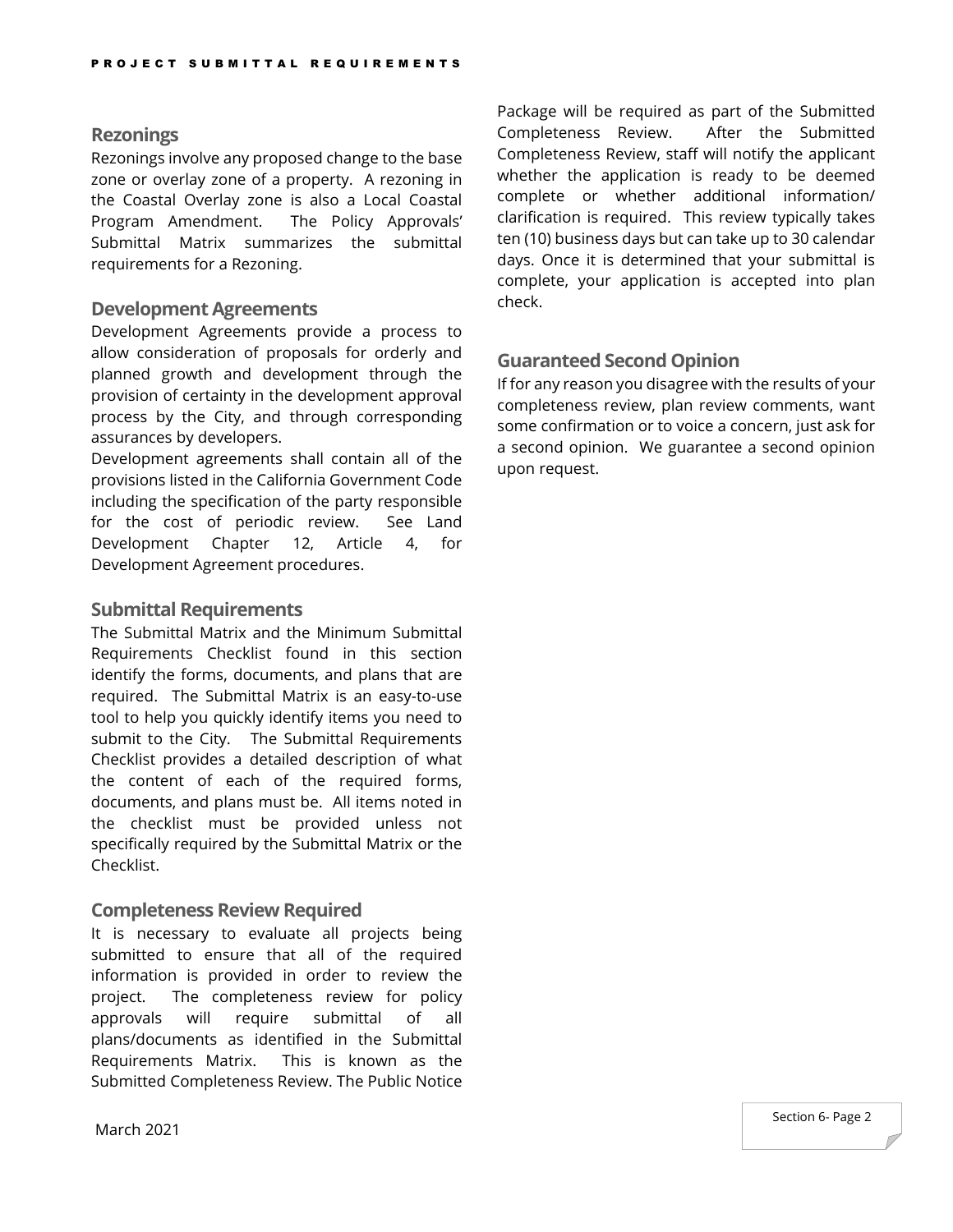## Rezonings

Rezonings involve any proposed change to the base zone or overlay zone of a property. A rezoning in the Coastal Overlay zone is also a Local Coastal Program Amendment. The Policy Approvals' Submittal Matrix summarizes the submittal requirements for a Rezoning.

## Development Agreements

Development Agreements provide a process to allow consideration of proposals for orderly and planned growth and development through the provision of certainty in the development approval process by the City, and through corresponding assurances by developers.

Development agreements shall contain all of the provisions listed in the California Government Code including the specification of the party responsible for the cost of periodic review. See Land Development Chapter 12, Article 4, for Development Agreement procedures.

## Submittal Requirements

The Submittal Matrix and the Minimum Submittal Requirements Checklist found in this section identify the forms, documents, and plans that are required. The Submittal Matrix is an easy-to-use tool to help you quickly identify items you need to submit to the City. The Submittal Requirements Checklist provides a detailed description of what the content of each of the required forms, documents, and plans must be. All items noted in the checklist must be provided unless not specifically required by the Submittal Matrix or the Checklist.

## Completeness Review Required

It is necessary to evaluate all projects being submitted to ensure that all of the required information is provided in order to review the project. The completeness review for policy approvals will require submittal of all plans/documents as identified in the Submittal Requirements Matrix. This is known as the Submitted Completeness Review. The Public Notice Package will be required as part of the Submitted Completeness Review. After the Submitted Completeness Review, staff will notify the applicant whether the application is ready to be deemed complete or whether additional information/ clarification is required. This review typically takes ten (10) business days but can take up to 30 calendar days. Once it is determined that your submittal is complete, your application is accepted into plan check.

## Guaranteed Second Opinion

If for any reason you disagree with the results of your completeness review, plan review comments, want some confirmation or to voice a concern, just ask for a second opinion. We guarantee a second opinion upon request.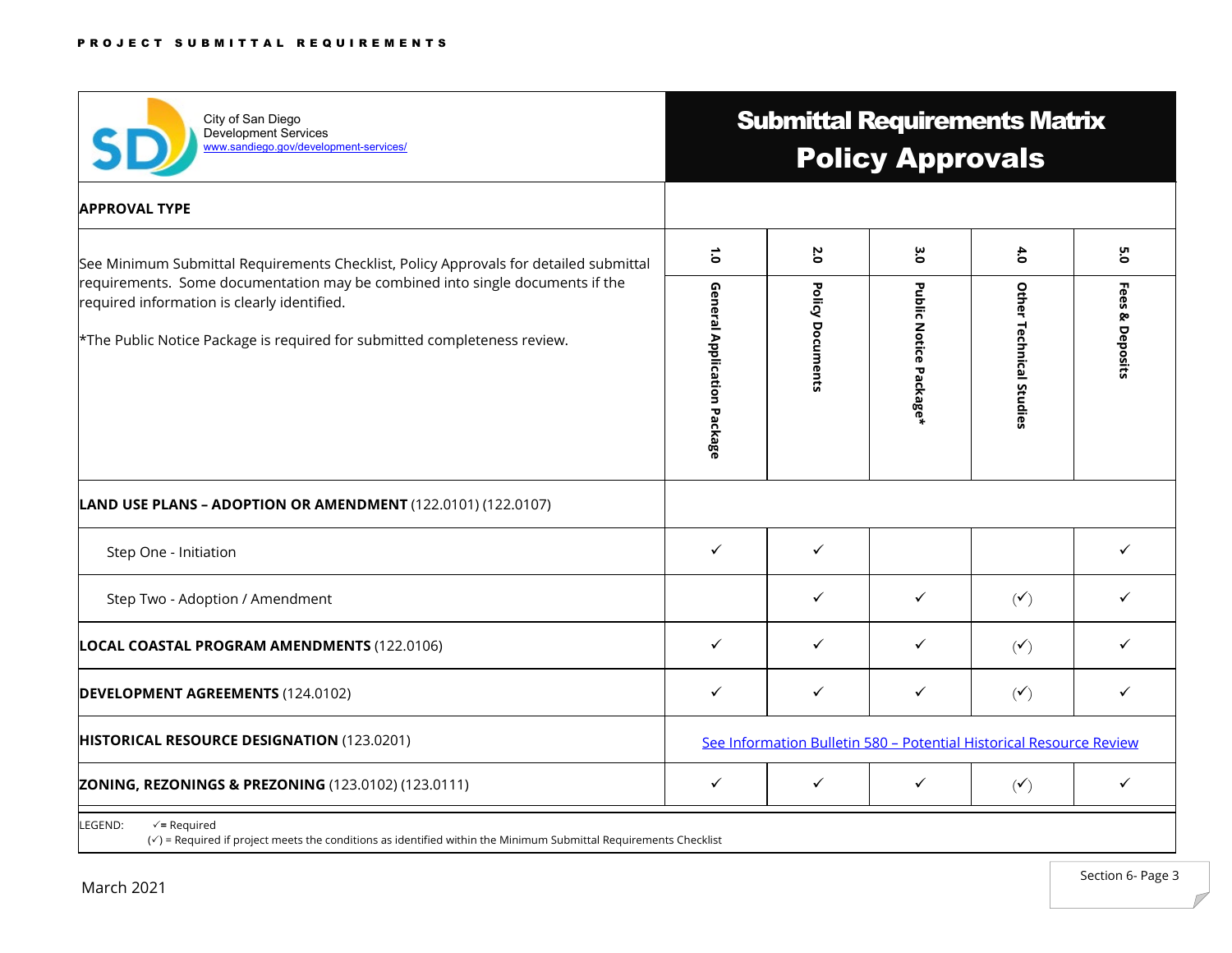City of San Diego
Development Services
www.sandiego.gov/development-services/

# Submittal Requirements Matrix
## Policy Approvals

| APPROVAL TYPE | 1.0 General Application Package | 2.0 Policy Documents | 3.0 Public Notice Package* | 4.0 Other Technical Studies | 5.0 Fees & Deposits |
|---|---|---|---|---|---|
| See Minimum Submittal Requirements Checklist, Policy Approvals for detailed submittal requirements. Some documentation may be combined into single documents if the required information is clearly identified.<br><br>*The Public Notice Package is required for submitted completeness review. | | | | | |
| **LAND USE PLANS – ADOPTION OR AMENDMENT** (122.0101) (122.0107) | | | | | |
| Step One - Initiation | ✓ | ✓ | | | ✓ |
| Step Two - Adoption / Amendment | | ✓ | ✓ | (✓) | ✓ |
| **LOCAL COASTAL PROGRAM AMENDMENTS** (122.0106) | ✓ | ✓ | ✓ | (✓) | ✓ |
| **DEVELOPMENT AGREEMENTS** (124.0102) | ✓ | ✓ | ✓ | (✓) | ✓ |
| **HISTORICAL RESOURCE DESIGNATION** (123.0201) | See Information Bulletin 580 – Potential Historical Resource Review | | | | |
| **ZONING, REZONINGS & PREZONING** (123.0102) (123.0111) | ✓ | ✓ | ✓ | (✓) | ✓ |

LEGEND: ✓= Required
(✓) = Required if project meets the conditions as identified within the Minimum Submittal Requirements Checklist

March 2021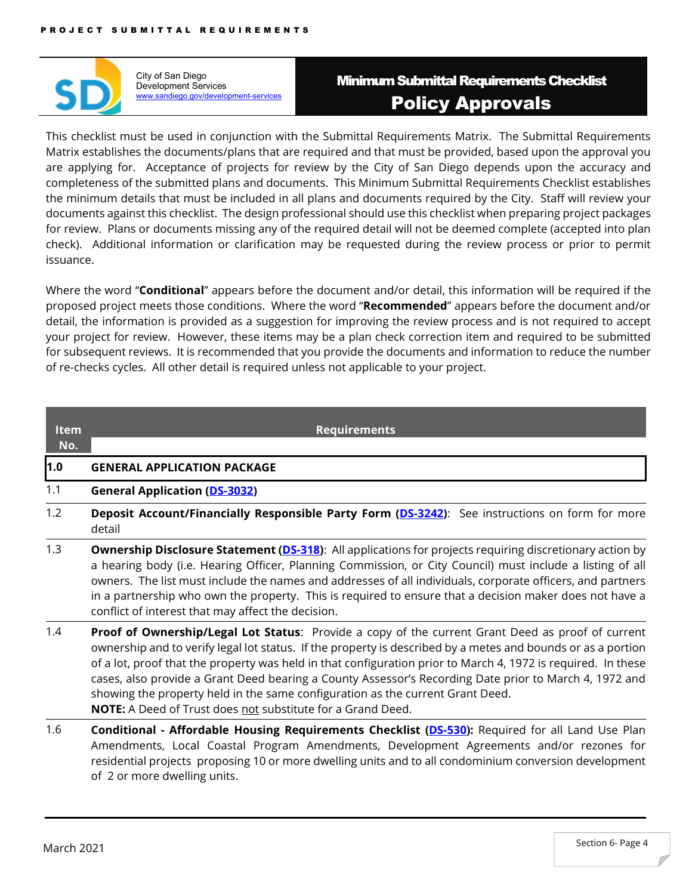City of San Diego
Development Services
www.sandiego.gov/development-services

# Minimum Submittal Requirements Checklist
## Policy Approvals

This checklist must be used in conjunction with the Submittal Requirements Matrix. The Submittal Requirements Matrix establishes the documents/plans that are required and that must be provided, based upon the approval you are applying for. Acceptance of projects for review by the City of San Diego depends upon the accuracy and completeness of the submitted plans and documents. This Minimum Submittal Requirements Checklist establishes the minimum details that must be included in all plans and documents required by the City. Staff will review your documents against this checklist. The design professional should use this checklist when preparing project packages for review. Plans or documents missing any of the required detail will not be deemed complete (accepted into plan check). Additional information or clarification may be requested during the review process or prior to permit issuance.

Where the word "**Conditional**" appears before the document and/or detail, this information will be required if the proposed project meets those conditions. Where the word "**Recommended**" appears before the document and/or detail, the information is provided as a suggestion for improving the review process and is not required to accept your project for review. However, these items may be a plan check correction item and required to be submitted for subsequent reviews. It is recommended that you provide the documents and information to reduce the number of re-checks cycles. All other detail is required unless not applicable to your project.

| Item No. | Requirements |
|---|---|
| **1.0** | **GENERAL APPLICATION PACKAGE** |
| 1.1 | **General Application (DS-3032)** |
| 1.2 | **Deposit Account/Financially Responsible Party Form (DS-3242)**: See instructions on form for more detail |
| 1.3 | **Ownership Disclosure Statement (DS-318)**: All applications for projects requiring discretionary action by a hearing body (i.e. Hearing Officer, Planning Commission, or City Council) must include a listing of all owners. The list must include the names and addresses of all individuals, corporate officers, and partners in a partnership who own the property. This is required to ensure that a decision maker does not have a conflict of interest that may affect the decision. |
| 1.4 | **Proof of Ownership/Legal Lot Status**: Provide a copy of the current Grant Deed as proof of current ownership and to verify legal lot status. If the property is described by a metes and bounds or as a portion of a lot, proof that the property was held in that configuration prior to March 4, 1972 is required. In these cases, also provide a Grant Deed bearing a County Assessor's Recording Date prior to March 4, 1972 and showing the property held in the same configuration as the current Grant Deed. **NOTE:** A Deed of Trust does not substitute for a Grand Deed. |
| 1.6 | **Conditional - Affordable Housing Requirements Checklist (DS-530):** Required for all Land Use Plan Amendments, Local Coastal Program Amendments, Development Agreements and/or rezones for residential projects proposing 10 or more dwelling units and to all condominium conversion development of 2 or more dwelling units. |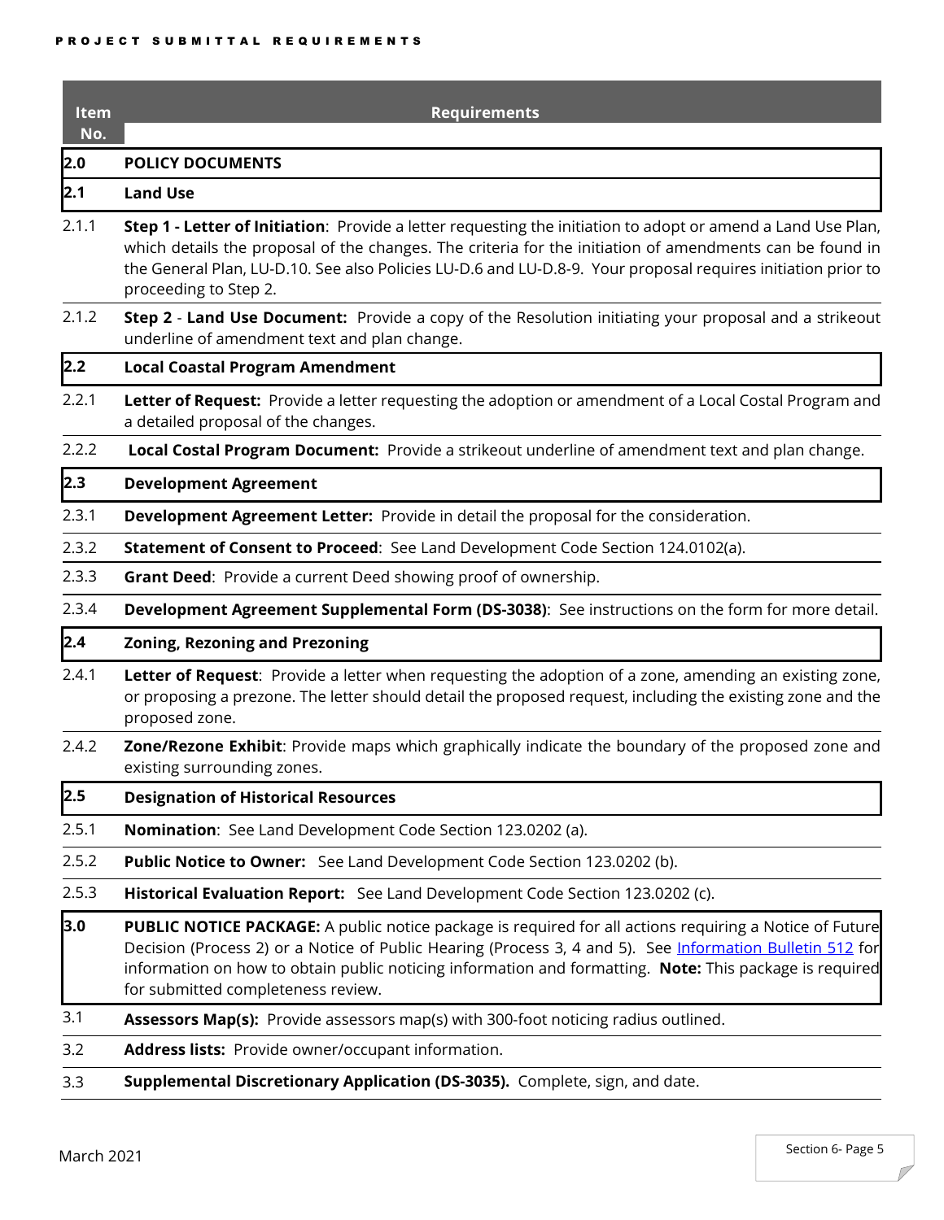| Item No. | Requirements |
|---|---|
| **2.0** | **POLICY DOCUMENTS** |
| **2.1** | **Land Use** |
| 2.1.1 | **Step 1 - Letter of Initiation**: Provide a letter requesting the initiation to adopt or amend a Land Use Plan, which details the proposal of the changes. The criteria for the initiation of amendments can be found in the General Plan, LU-D.10. See also Policies LU-D.6 and LU-D.8-9. Your proposal requires initiation prior to proceeding to Step 2. |
| 2.1.2 | **Step 2** - **Land Use Document:** Provide a copy of the Resolution initiating your proposal and a strikeout underline of amendment text and plan change. |
| **2.2** | **Local Coastal Program Amendment** |
| 2.2.1 | **Letter of Request:** Provide a letter requesting the adoption or amendment of a Local Costal Program and a detailed proposal of the changes. |
| 2.2.2 | **Local Costal Program Document:** Provide a strikeout underline of amendment text and plan change. |
| **2.3** | **Development Agreement** |
| 2.3.1 | **Development Agreement Letter:** Provide in detail the proposal for the consideration. |
| 2.3.2 | **Statement of Consent to Proceed**: See Land Development Code Section 124.0102(a). |
| 2.3.3 | **Grant Deed**: Provide a current Deed showing proof of ownership. |
| 2.3.4 | **Development Agreement Supplemental Form (DS-3038)**: See instructions on the form for more detail. |
| **2.4** | **Zoning, Rezoning and Prezoning** |
| 2.4.1 | **Letter of Request**: Provide a letter when requesting the adoption of a zone, amending an existing zone, or proposing a prezone. The letter should detail the proposed request, including the existing zone and the proposed zone. |
| 2.4.2 | **Zone/Rezone Exhibit**: Provide maps which graphically indicate the boundary of the proposed zone and existing surrounding zones. |
| **2.5** | **Designation of Historical Resources** |
| 2.5.1 | **Nomination**: See Land Development Code Section 123.0202 (a). |
| 2.5.2 | **Public Notice to Owner:** See Land Development Code Section 123.0202 (b). |
| 2.5.3 | **Historical Evaluation Report:** See Land Development Code Section 123.0202 (c). |
| **3.0** | **PUBLIC NOTICE PACKAGE:** A public notice package is required for all actions requiring a Notice of Future Decision (Process 2) or a Notice of Public Hearing (Process 3, 4 and 5). See Information Bulletin 512 for information on how to obtain public noticing information and formatting. **Note:** This package is required for submitted completeness review. |
| 3.1 | **Assessors Map(s):** Provide assessors map(s) with 300-foot noticing radius outlined. |
| 3.2 | **Address lists:** Provide owner/occupant information. |
| 3.3 | **Supplemental Discretionary Application (DS-3035).** Complete, sign, and date. |

March 2021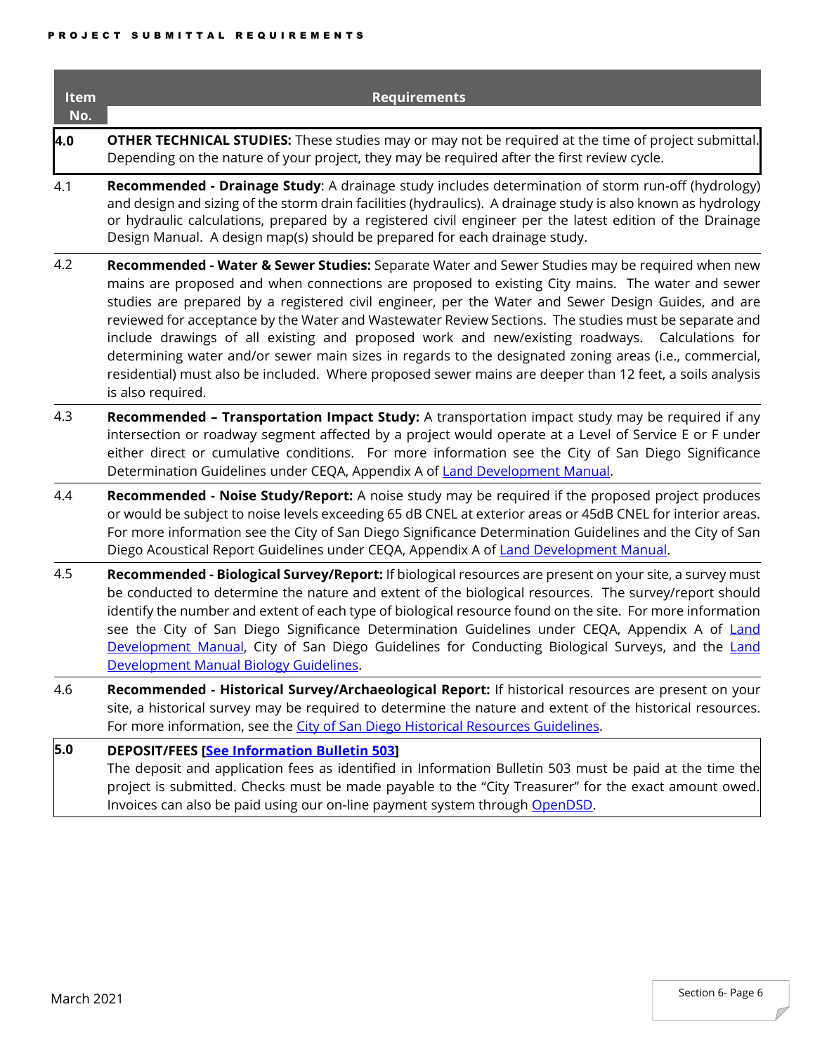| Item No. | Requirements |
| --- | --- |
| **4.0** | **OTHER TECHNICAL STUDIES:** These studies may or may not be required at the time of project submittal. Depending on the nature of your project, they may be required after the first review cycle. |
| 4.1 | **Recommended - Drainage Study**: A drainage study includes determination of storm run-off (hydrology) and design and sizing of the storm drain facilities (hydraulics). A drainage study is also known as hydrology or hydraulic calculations, prepared by a registered civil engineer per the latest edition of the Drainage Design Manual. A design map(s) should be prepared for each drainage study. |
| 4.2 | **Recommended - Water & Sewer Studies:** Separate Water and Sewer Studies may be required when new mains are proposed and when connections are proposed to existing City mains. The water and sewer studies are prepared by a registered civil engineer, per the Water and Sewer Design Guides, and are reviewed for acceptance by the Water and Wastewater Review Sections. The studies must be separate and include drawings of all existing and proposed work and new/existing roadways. Calculations for determining water and/or sewer main sizes in regards to the designated zoning areas (i.e., commercial, residential) must also be included. Where proposed sewer mains are deeper than 12 feet, a soils analysis is also required. |
| 4.3 | **Recommended – Transportation Impact Study:** A transportation impact study may be required if any intersection or roadway segment affected by a project would operate at a Level of Service E or F under either direct or cumulative conditions. For more information see the City of San Diego Significance Determination Guidelines under CEQA, Appendix A of Land Development Manual. |
| 4.4 | **Recommended - Noise Study/Report:** A noise study may be required if the proposed project produces or would be subject to noise levels exceeding 65 dB CNEL at exterior areas or 45dB CNEL for interior areas. For more information see the City of San Diego Significance Determination Guidelines and the City of San Diego Acoustical Report Guidelines under CEQA, Appendix A of Land Development Manual. |
| 4.5 | **Recommended - Biological Survey/Report:** If biological resources are present on your site, a survey must be conducted to determine the nature and extent of the biological resources. The survey/report should identify the number and extent of each type of biological resource found on the site. For more information see the City of San Diego Significance Determination Guidelines under CEQA, Appendix A of Land Development Manual, City of San Diego Guidelines for Conducting Biological Surveys, and the Land Development Manual Biology Guidelines. |
| 4.6 | **Recommended - Historical Survey/Archaeological Report:** If historical resources are present on your site, a historical survey may be required to determine the nature and extent of the historical resources. For more information, see the City of San Diego Historical Resources Guidelines. |
| **5.0** | **DEPOSIT/FEES [See Information Bulletin 503]** The deposit and application fees as identified in Information Bulletin 503 must be paid at the time the project is submitted. Checks must be made payable to the "City Treasurer" for the exact amount owed. Invoices can also be paid using our on-line payment system through OpenDSD. |